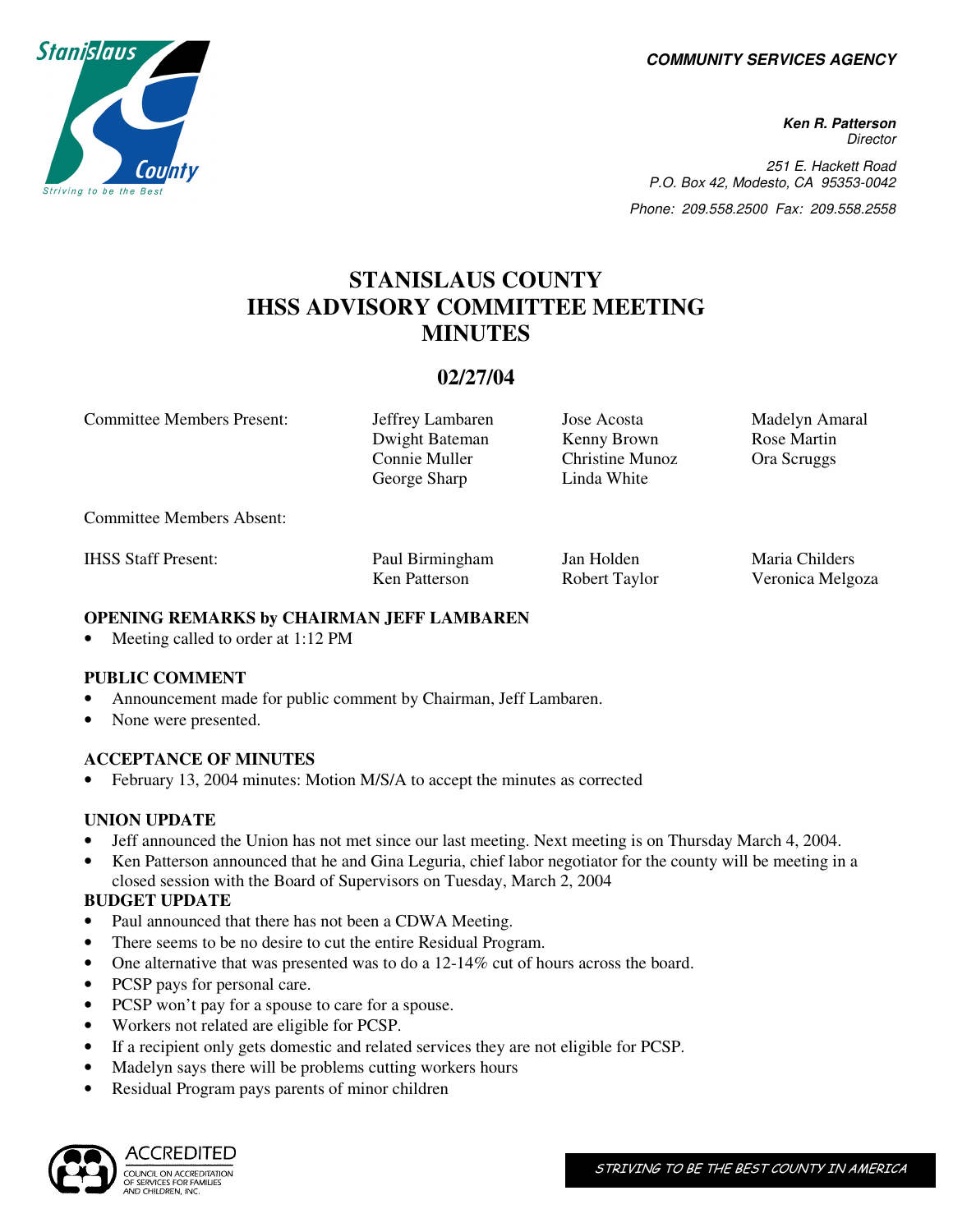COMMUNITY SERVICES AGENCY

**Ken R. Patterson**
*Director*

251 E. Hackett Road
P.O. Box 42, Modesto, CA 95353-0042
Phone: 209.558.2500 Fax: 209.558.2558

# STANISLAUS COUNTY IHSS ADVISORY COMMITTEE MEETING MINUTES

## 02/27/04

| | | | |
|---|---|---|---|
| Committee Members Present: | Jeffrey Lambaren | Jose Acosta | Madelyn Amaral |
| | Dwight Bateman | Kenny Brown | Rose Martin |
| | Connie Muller | Christine Munoz | Ora Scruggs |
| | George Sharp | Linda White | |
| Committee Members Absent: | | | |
| IHSS Staff Present: | Paul Birmingham | Jan Holden | Maria Childers |
| | Ken Patterson | Robert Taylor | Veronica Melgoza |

### OPENING REMARKS by CHAIRMAN JEFF LAMBAREN

- Meeting called to order at 1:12 PM

### PUBLIC COMMENT

- Announcement made for public comment by Chairman, Jeff Lambaren.
- None were presented.

### ACCEPTANCE OF MINUTES

- February 13, 2004 minutes: Motion M/S/A to accept the minutes as corrected

### UNION UPDATE

- Jeff announced the Union has not met since our last meeting. Next meeting is on Thursday March 4, 2004.
- Ken Patterson announced that he and Gina Leguria, chief labor negotiator for the county will be meeting in a closed session with the Board of Supervisors on Tuesday, March 2, 2004

### BUDGET UPDATE

- Paul announced that there has not been a CDWA Meeting.
- There seems to be no desire to cut the entire Residual Program.
- One alternative that was presented was to do a 12-14% cut of hours across the board.
- PCSP pays for personal care.
- PCSP won't pay for a spouse to care for a spouse.
- Workers not related are eligible for PCSP.
- If a recipient only gets domestic and related services they are not eligible for PCSP.
- Madelyn says there will be problems cutting workers hours
- Residual Program pays parents of minor children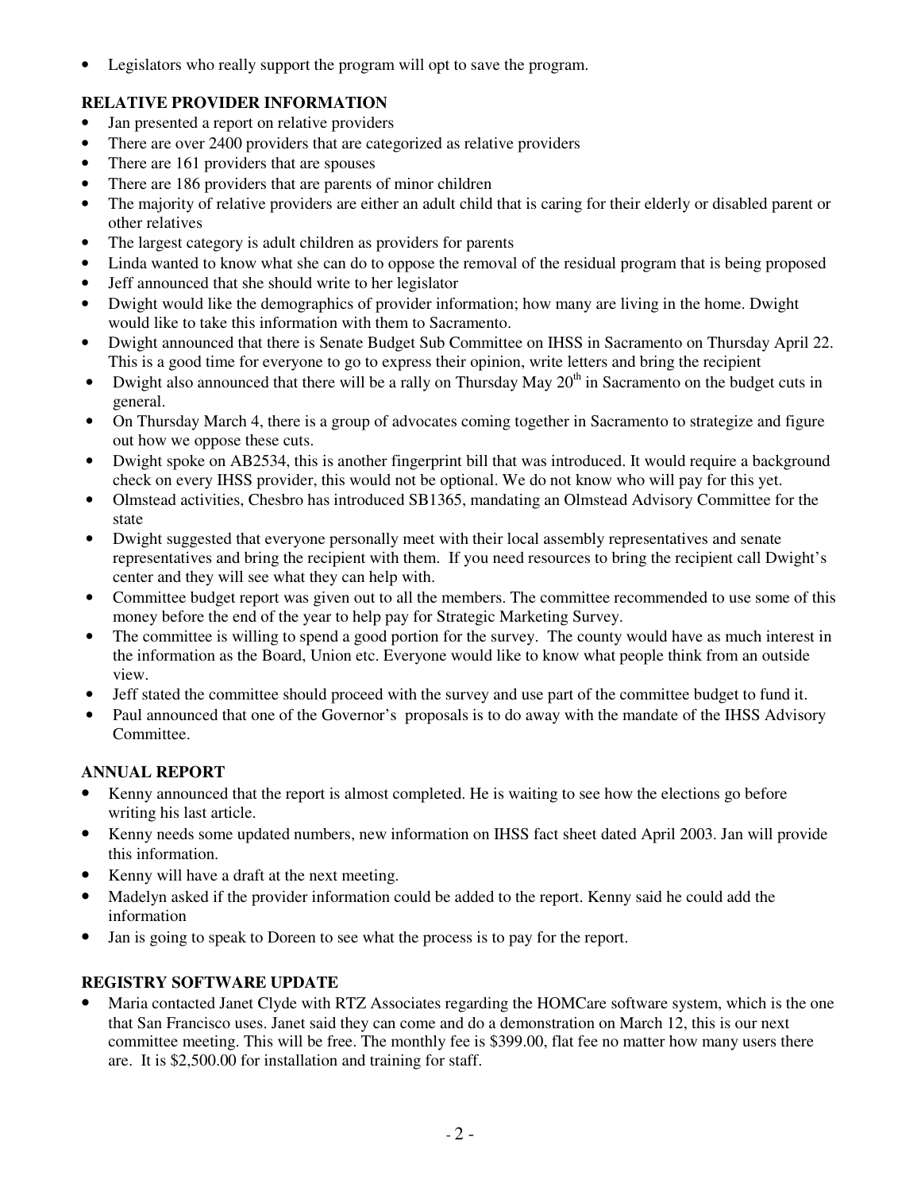- Legislators who really support the program will opt to save the program.

**RELATIVE PROVIDER INFORMATION**

- Jan presented a report on relative providers
- There are over 2400 providers that are categorized as relative providers
- There are 161 providers that are spouses
- There are 186 providers that are parents of minor children
- The majority of relative providers are either an adult child that is caring for their elderly or disabled parent or other relatives
- The largest category is adult children as providers for parents
- Linda wanted to know what she can do to oppose the removal of the residual program that is being proposed
- Jeff announced that she should write to her legislator
- Dwight would like the demographics of provider information; how many are living in the home. Dwight would like to take this information with them to Sacramento.
- Dwight announced that there is Senate Budget Sub Committee on IHSS in Sacramento on Thursday April 22. This is a good time for everyone to go to express their opinion, write letters and bring the recipient
- Dwight also announced that there will be a rally on Thursday May 20th in Sacramento on the budget cuts in general.
- On Thursday March 4, there is a group of advocates coming together in Sacramento to strategize and figure out how we oppose these cuts.
- Dwight spoke on AB2534, this is another fingerprint bill that was introduced. It would require a background check on every IHSS provider, this would not be optional. We do not know who will pay for this yet.
- Olmstead activities, Chesbro has introduced SB1365, mandating an Olmstead Advisory Committee for the state
- Dwight suggested that everyone personally meet with their local assembly representatives and senate representatives and bring the recipient with them. If you need resources to bring the recipient call Dwight's center and they will see what they can help with.
- Committee budget report was given out to all the members. The committee recommended to use some of this money before the end of the year to help pay for Strategic Marketing Survey.
- The committee is willing to spend a good portion for the survey. The county would have as much interest in the information as the Board, Union etc. Everyone would like to know what people think from an outside view.
- Jeff stated the committee should proceed with the survey and use part of the committee budget to fund it.
- Paul announced that one of the Governor's proposals is to do away with the mandate of the IHSS Advisory Committee.

**ANNUAL REPORT**

- Kenny announced that the report is almost completed. He is waiting to see how the elections go before writing his last article.
- Kenny needs some updated numbers, new information on IHSS fact sheet dated April 2003. Jan will provide this information.
- Kenny will have a draft at the next meeting.
- Madelyn asked if the provider information could be added to the report. Kenny said he could add the information
- Jan is going to speak to Doreen to see what the process is to pay for the report.

**REGISTRY SOFTWARE UPDATE**

- Maria contacted Janet Clyde with RTZ Associates regarding the HOMCare software system, which is the one that San Francisco uses. Janet said they can come and do a demonstration on March 12, this is our next committee meeting. This will be free. The monthly fee is $399.00, flat fee no matter how many users there are. It is $2,500.00 for installation and training for staff.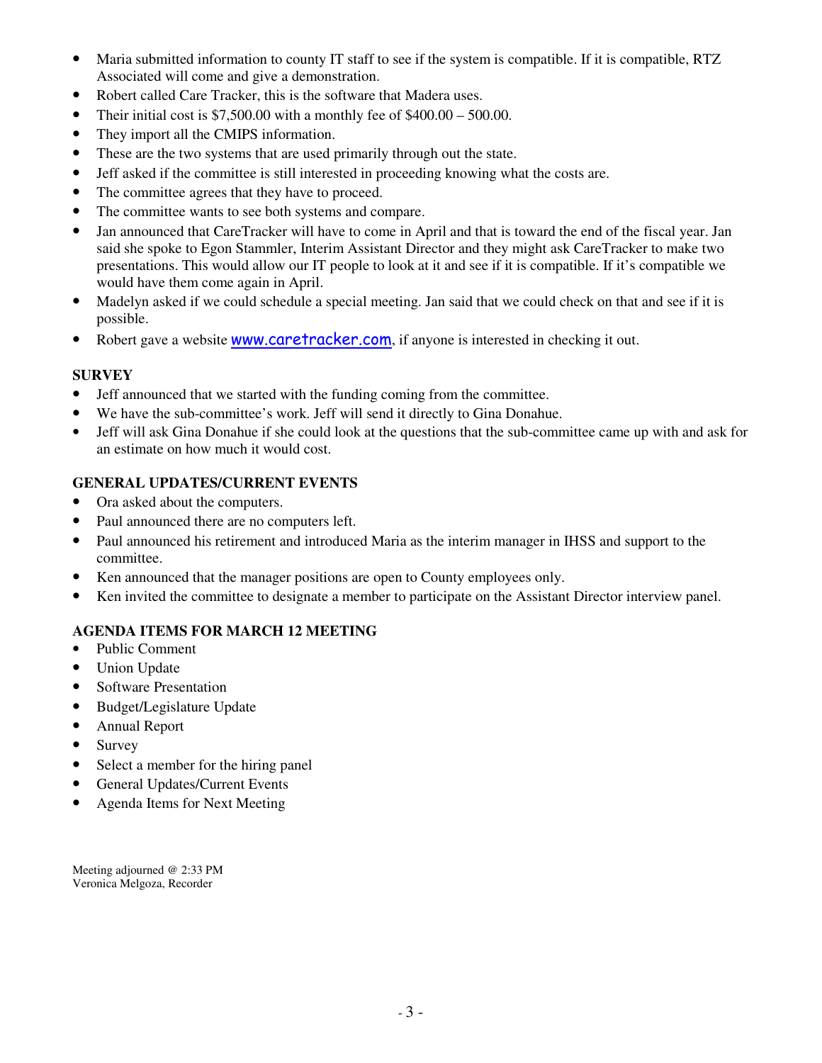- Maria submitted information to county IT staff to see if the system is compatible. If it is compatible, RTZ Associated will come and give a demonstration.
- Robert called Care Tracker, this is the software that Madera uses.
- Their initial cost is $7,500.00 with a monthly fee of $400.00 – 500.00.
- They import all the CMIPS information.
- These are the two systems that are used primarily through out the state.
- Jeff asked if the committee is still interested in proceeding knowing what the costs are.
- The committee agrees that they have to proceed.
- The committee wants to see both systems and compare.
- Jan announced that CareTracker will have to come in April and that is toward the end of the fiscal year. Jan said she spoke to Egon Stammler, Interim Assistant Director and they might ask CareTracker to make two presentations. This would allow our IT people to look at it and see if it is compatible. If it's compatible we would have them come again in April.
- Madelyn asked if we could schedule a special meeting. Jan said that we could check on that and see if it is possible.
- Robert gave a website www.caretracker.com, if anyone is interested in checking it out.

**SURVEY**

- Jeff announced that we started with the funding coming from the committee.
- We have the sub-committee's work. Jeff will send it directly to Gina Donahue.
- Jeff will ask Gina Donahue if she could look at the questions that the sub-committee came up with and ask for an estimate on how much it would cost.

**GENERAL UPDATES/CURRENT EVENTS**

- Ora asked about the computers.
- Paul announced there are no computers left.
- Paul announced his retirement and introduced Maria as the interim manager in IHSS and support to the committee.
- Ken announced that the manager positions are open to County employees only.
- Ken invited the committee to designate a member to participate on the Assistant Director interview panel.

**AGENDA ITEMS FOR MARCH 12 MEETING**

- Public Comment
- Union Update
- Software Presentation
- Budget/Legislature Update
- Annual Report
- Survey
- Select a member for the hiring panel
- General Updates/Current Events
- Agenda Items for Next Meeting

Meeting adjourned @ 2:33 PM
Veronica Melgoza, Recorder